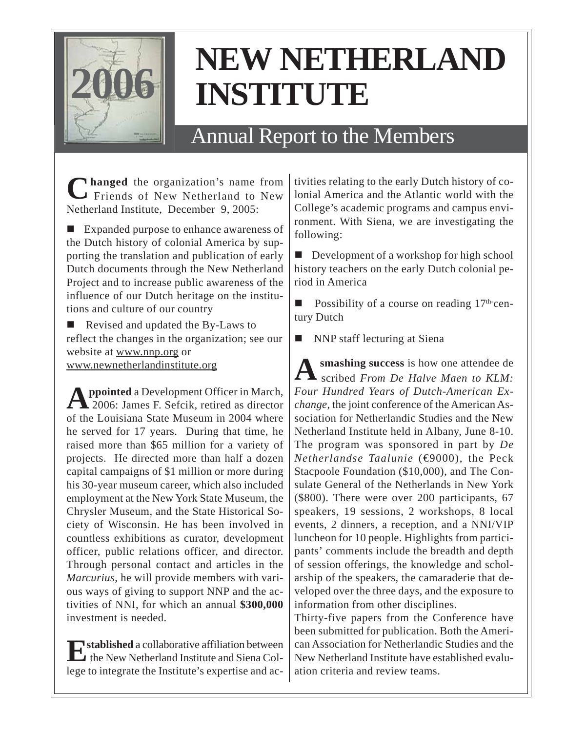# 2006 NEW NETHERLAND INSTITUTE

## Annual Report to the Members

**Changed** the organization's name from Friends of New Netherland to New Netherland Institute, December 9, 2005:

- Expanded purpose to enhance awareness of the Dutch history of colonial America by supporting the translation and publication of early Dutch documents through the New Netherland Project and to increase public awareness of the influence of our Dutch heritage on the institutions and culture of our country
- Revised and updated the By-Laws to reflect the changes in the organization; see our website at www.nnp.org or www.newnetherlandinstitute.org

**Appointed** a Development Officer in March, 2006: James F. Sefcik, retired as director of the Louisiana State Museum in 2004 where he served for 17 years. During that time, he raised more than $65 million for a variety of projects. He directed more than half a dozen capital campaigns of $1 million or more during his 30-year museum career, which also included employment at the New York State Museum, the Chrysler Museum, and the State Historical Society of Wisconsin. He has been involved in countless exhibitions as curator, development officer, public relations officer, and director. Through personal contact and articles in the *Marcurius*, he will provide members with various ways of giving to support NNP and the activities of NNI, for which an annual **$300,000** investment is needed.

**Established** a collaborative affiliation between the New Netherland Institute and Siena College to integrate the Institute's expertise and activities relating to the early Dutch history of colonial America and the Atlantic world with the College's academic programs and campus environment. With Siena, we are investigating the following:

- Development of a workshop for high school history teachers on the early Dutch colonial period in America
- Possibility of a course on reading 17th-century Dutch
- NNP staff lecturing at Siena

**A smashing success** is how one attendee described *From De Halve Maen to KLM: Four Hundred Years of Dutch-American Exchange*, the joint conference of the American Association for Netherlandic Studies and the New Netherland Institute held in Albany, June 8-10. The program was sponsored in part by *De Netherlandse Taalunie* (€9000), the Peck Stacpoole Foundation ($10,000), and The Consulate General of the Netherlands in New York ($800). There were over 200 participants, 67 speakers, 19 sessions, 2 workshops, 8 local events, 2 dinners, a reception, and a NNI/VIP luncheon for 10 people. Highlights from participants' comments include the breadth and depth of session offerings, the knowledge and scholarship of the speakers, the camaraderie that developed over the three days, and the exposure to information from other disciplines.

Thirty-five papers from the Conference have been submitted for publication. Both the American Association for Netherlandic Studies and the New Netherland Institute have established evaluation criteria and review teams.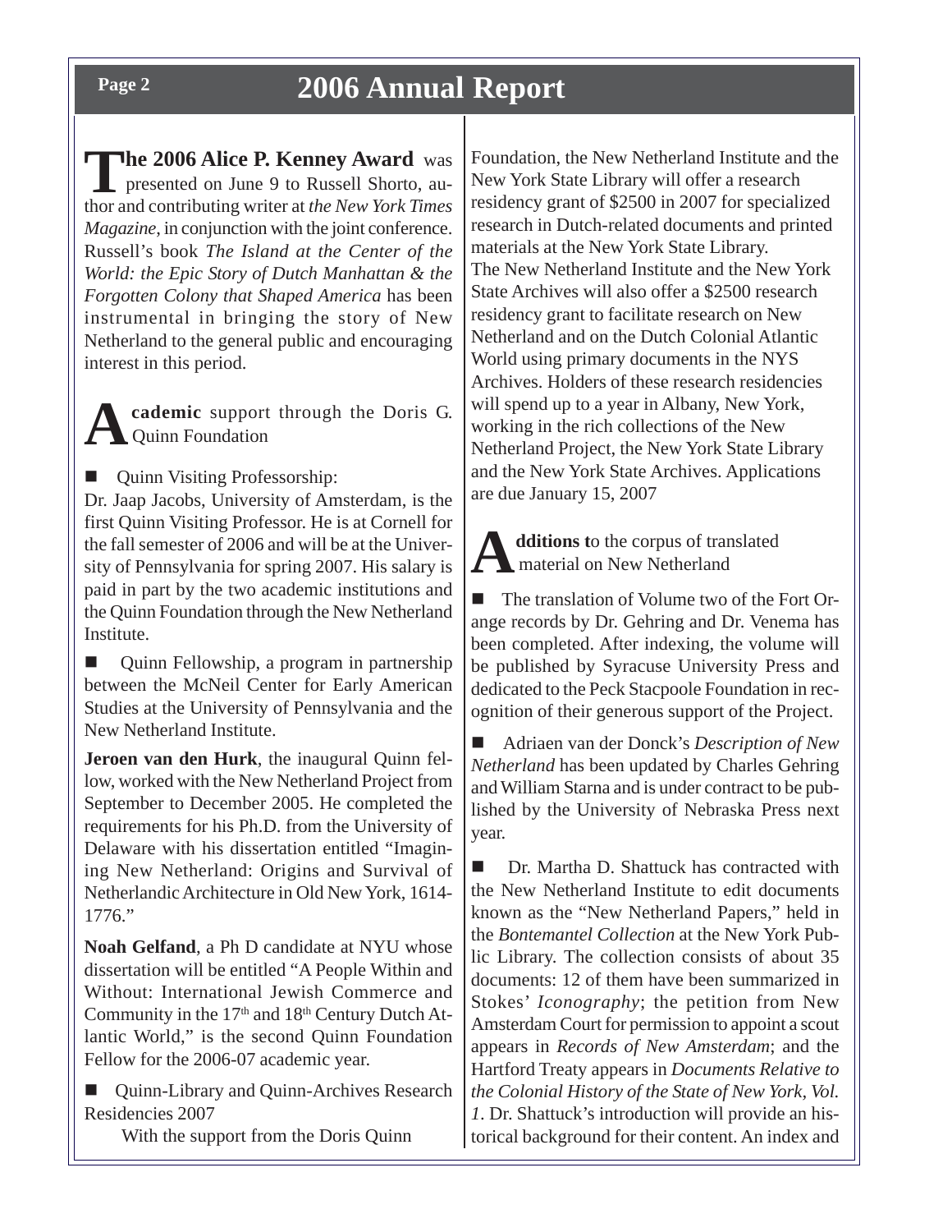**The 2006 Alice P. Kenney Award** was presented on June 9 to Russell Shorto, author and contributing writer at *the New York Times Magazine,* in conjunction with the joint conference. Russell's book *The Island at the Center of the World: the Epic Story of Dutch Manhattan & the Forgotten Colony that Shaped America* has been instrumental in bringing the story of New Netherland to the general public and encouraging interest in this period.

**Academic** support through the Doris G. Quinn Foundation

- Quinn Visiting Professorship:

Dr. Jaap Jacobs, University of Amsterdam, is the first Quinn Visiting Professor. He is at Cornell for the fall semester of 2006 and will be at the University of Pennsylvania for spring 2007. His salary is paid in part by the two academic institutions and the Quinn Foundation through the New Netherland Institute.

- Quinn Fellowship, a program in partnership between the McNeil Center for Early American Studies at the University of Pennsylvania and the New Netherland Institute.

**Jeroen van den Hurk**, the inaugural Quinn fellow, worked with the New Netherland Project from September to December 2005. He completed the requirements for his Ph.D. from the University of Delaware with his dissertation entitled "Imagining New Netherland: Origins and Survival of Netherlandic Architecture in Old New York, 1614-1776."

**Noah Gelfand**, a Ph D candidate at NYU whose dissertation will be entitled "A People Within and Without: International Jewish Commerce and Community in the 17th and 18th Century Dutch Atlantic World," is the second Quinn Foundation Fellow for the 2006-07 academic year.

- Quinn-Library and Quinn-Archives Research Residencies 2007

With the support from the Doris Quinn Foundation, the New Netherland Institute and the New York State Library will offer a research residency grant of $2500 in 2007 for specialized research in Dutch-related documents and printed materials at the New York State Library.
The New Netherland Institute and the New York State Archives will also offer a $2500 research residency grant to facilitate research on New Netherland and on the Dutch Colonial Atlantic World using primary documents in the NYS Archives. Holders of these research residencies will spend up to a year in Albany, New York, working in the rich collections of the New Netherland Project, the New York State Library and the New York State Archives. Applications are due January 15, 2007

**Additions t**o the corpus of translated material on New Netherland

- The translation of Volume two of the Fort Orange records by Dr. Gehring and Dr. Venema has been completed. After indexing, the volume will be published by Syracuse University Press and dedicated to the Peck Stacpoole Foundation in recognition of their generous support of the Project.

- Adriaen van der Donck's *Description of New Netherland* has been updated by Charles Gehring and William Starna and is under contract to be published by the University of Nebraska Press next year.

- Dr. Martha D. Shattuck has contracted with the New Netherland Institute to edit documents known as the "New Netherland Papers," held in the *Bontemantel Collection* at the New York Public Library. The collection consists of about 35 documents: 12 of them have been summarized in Stokes' *Iconography*; the petition from New Amsterdam Court for permission to appoint a scout appears in *Records of New Amsterdam*; and the Hartford Treaty appears in *Documents Relative to the Colonial History of the State of New York, Vol. 1*. Dr. Shattuck's introduction will provide an historical background for their content. An index and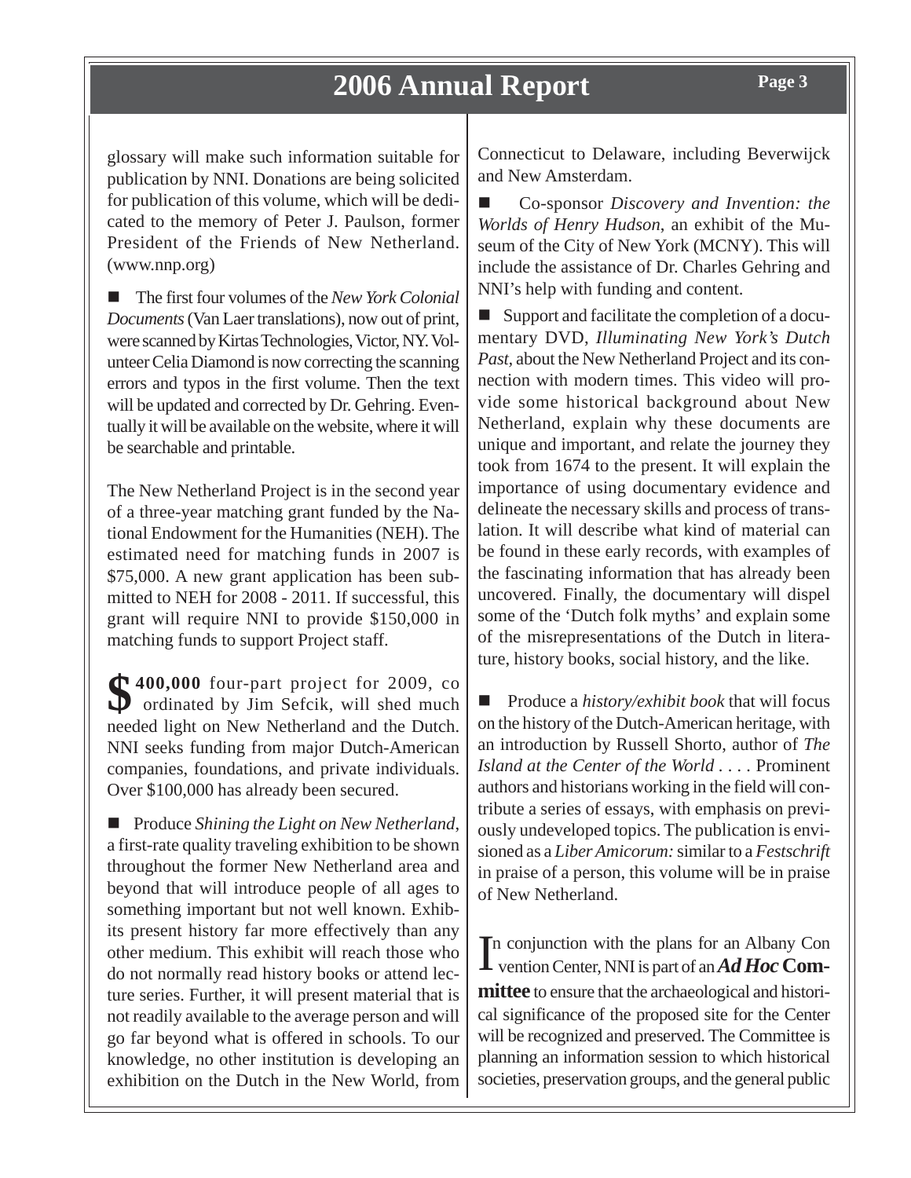glossary will make such information suitable for publication by NNI. Donations are being solicited for publication of this volume, which will be dedicated to the memory of Peter J. Paulson, former President of the Friends of New Netherland. (www.nnp.org)

■ The first four volumes of the *New York Colonial Documents* (Van Laer translations), now out of print, were scanned by Kirtas Technologies, Victor, NY. Volunteer Celia Diamond is now correcting the scanning errors and typos in the first volume. Then the text will be updated and corrected by Dr. Gehring. Eventually it will be available on the website, where it will be searchable and printable.

The New Netherland Project is in the second year of a three-year matching grant funded by the National Endowment for the Humanities (NEH). The estimated need for matching funds in 2007 is $75,000. A new grant application has been submitted to NEH for 2008 - 2011. If successful, this grant will require NNI to provide $150,000 in matching funds to support Project staff.

**$400,000** four-part project for 2009, coordinated by Jim Sefcik, will shed much needed light on New Netherland and the Dutch. NNI seeks funding from major Dutch-American companies, foundations, and private individuals. Over $100,000 has already been secured.

■ Produce *Shining the Light on New Netherland*, a first-rate quality traveling exhibition to be shown throughout the former New Netherland area and beyond that will introduce people of all ages to something important but not well known. Exhibits present history far more effectively than any other medium. This exhibit will reach those who do not normally read history books or attend lecture series. Further, it will present material that is not readily available to the average person and will go far beyond what is offered in schools. To our knowledge, no other institution is developing an exhibition on the Dutch in the New World, from Connecticut to Delaware, including Beverwijck and New Amsterdam.

■ Co-sponsor *Discovery and Invention: the Worlds of Henry Hudson*, an exhibit of the Museum of the City of New York (MCNY). This will include the assistance of Dr. Charles Gehring and NNI's help with funding and content.

■ Support and facilitate the completion of a documentary DVD, *Illuminating New York's Dutch Past*, about the New Netherland Project and its connection with modern times. This video will provide some historical background about New Netherland, explain why these documents are unique and important, and relate the journey they took from 1674 to the present. It will explain the importance of using documentary evidence and delineate the necessary skills and process of translation. It will describe what kind of material can be found in these early records, with examples of the fascinating information that has already been uncovered. Finally, the documentary will dispel some of the 'Dutch folk myths' and explain some of the misrepresentations of the Dutch in literature, history books, social history, and the like.

■ Produce a *history/exhibit book* that will focus on the history of the Dutch-American heritage, with an introduction by Russell Shorto, author of *The Island at the Center of the World* . . . . Prominent authors and historians working in the field will contribute a series of essays, with emphasis on previously undeveloped topics. The publication is envisioned as a *Liber Amicorum:* similar to a *Festschrift* in praise of a person, this volume will be in praise of New Netherland.

In conjunction with the plans for an Albany Convention Center, NNI is part of an ***Ad Hoc* Committee** to ensure that the archaeological and historical significance of the proposed site for the Center will be recognized and preserved. The Committee is planning an information session to which historical societies, preservation groups, and the general public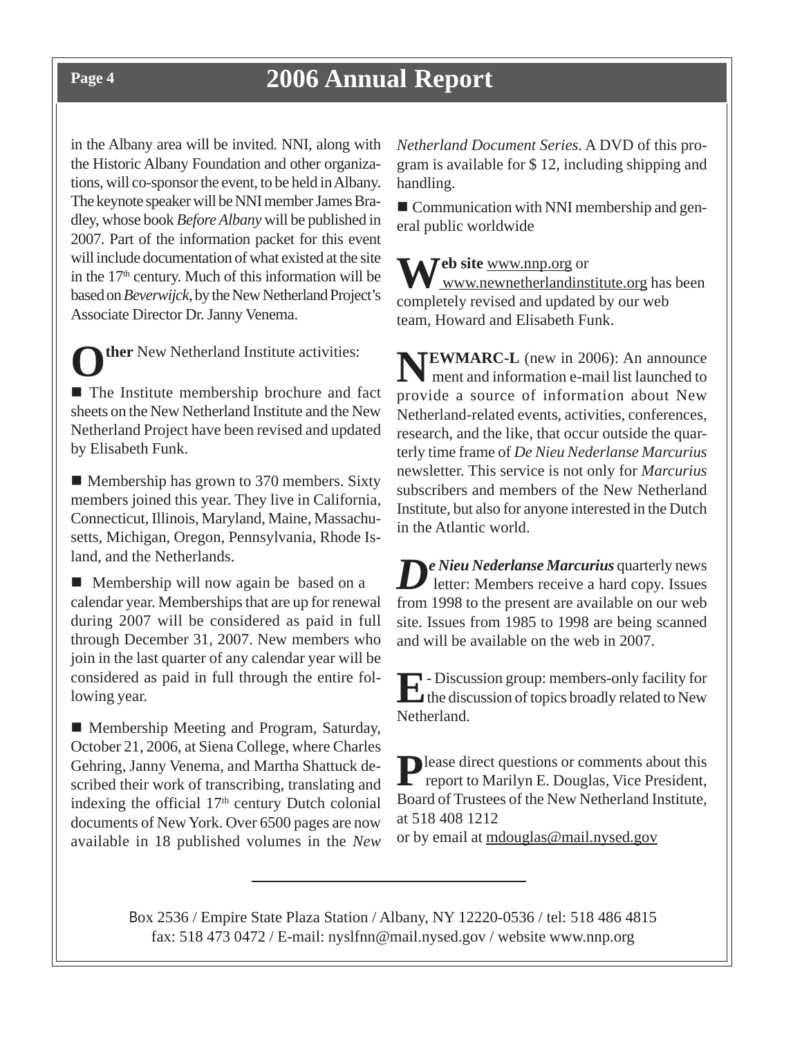in the Albany area will be invited. NNI, along with the Historic Albany Foundation and other organizations, will co-sponsor the event, to be held in Albany. The keynote speaker will be NNI member James Bradley, whose book *Before Albany* will be published in 2007. Part of the information packet for this event will include documentation of what existed at the site in the 17th century. Much of this information will be based on *Beverwijck*, by the New Netherland Project's Associate Director Dr. Janny Venema.

**Other** New Netherland Institute activities:

- The Institute membership brochure and fact sheets on the New Netherland Institute and the New Netherland Project have been revised and updated by Elisabeth Funk.

- Membership has grown to 370 members. Sixty members joined this year. They live in California, Connecticut, Illinois, Maryland, Maine, Massachusetts, Michigan, Oregon, Pennsylvania, Rhode Island, and the Netherlands.

- Membership will now again be based on a calendar year. Memberships that are up for renewal during 2007 will be considered as paid in full through December 31, 2007. New members who join in the last quarter of any calendar year will be considered as paid in full through the entire following year.

- Membership Meeting and Program, Saturday, October 21, 2006, at Siena College, where Charles Gehring, Janny Venema, and Martha Shattuck described their work of transcribing, translating and indexing the official 17th century Dutch colonial documents of New York. Over 6500 pages are now available in 18 published volumes in the *New Netherland Document Series*. A DVD of this program is available for $ 12, including shipping and handling.

- Communication with NNI membership and general public worldwide

**Web site** www.nnp.org or www.newnetherlandinstitute.org has been completely revised and updated by our web team, Howard and Elisabeth Funk.

**NEWMARC-L** (new in 2006): An announcement and information e-mail list launched to provide a source of information about New Netherland-related events, activities, conferences, research, and the like, that occur outside the quarterly time frame of *De Nieu Nederlanse Marcurius* newsletter. This service is not only for *Marcurius* subscribers and members of the New Netherland Institute, but also for anyone interested in the Dutch in the Atlantic world.

***De Nieu Nederlanse Marcurius*** quarterly news letter: Members receive a hard copy. Issues from 1998 to the present are available on our web site. Issues from 1985 to 1998 are being scanned and will be available on the web in 2007.

**E**- Discussion group: members-only facility for the discussion of topics broadly related to New Netherland.

**Please** direct questions or comments about this report to Marilyn E. Douglas, Vice President, Board of Trustees of the New Netherland Institute, at 518 408 1212
or by email at mdouglas@mail.nysed.gov

---

Box 2536 / Empire State Plaza Station / Albany, NY 12220-0536 / tel: 518 486 4815
fax: 518 473 0472 / E-mail: nyslfnn@mail.nysed.gov / website www.nnp.org